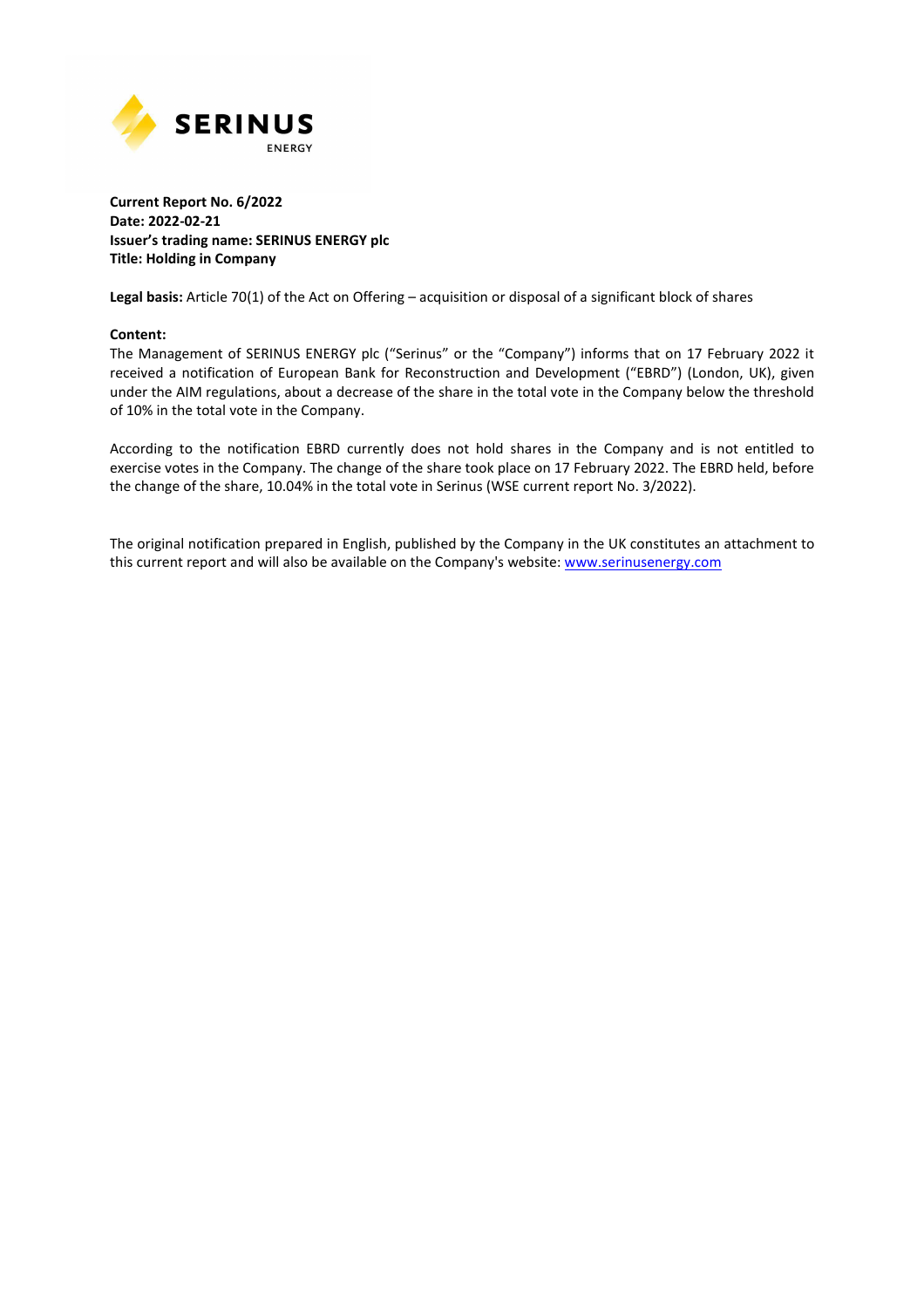**Current Report No. 6/2022**
**Date: 2022-02-21**
**Issuer's trading name: SERINUS ENERGY plc**
**Title: Holding in Company**

**Legal basis:** Article 70(1) of the Act on Offering – acquisition or disposal of a significant block of shares

**Content:**
The Management of SERINUS ENERGY plc ("Serinus" or the "Company") informs that on 17 February 2022 it received a notification of European Bank for Reconstruction and Development ("EBRD") (London, UK), given under the AIM regulations, about a decrease of the share in the total vote in the Company below the threshold of 10% in the total vote in the Company.

According to the notification EBRD currently does not hold shares in the Company and is not entitled to exercise votes in the Company. The change of the share took place on 17 February 2022. The EBRD held, before the change of the share, 10.04% in the total vote in Serinus (WSE current report No. 3/2022).

The original notification prepared in English, published by the Company in the UK constitutes an attachment to this current report and will also be available on the Company's website: www.serinusenergy.com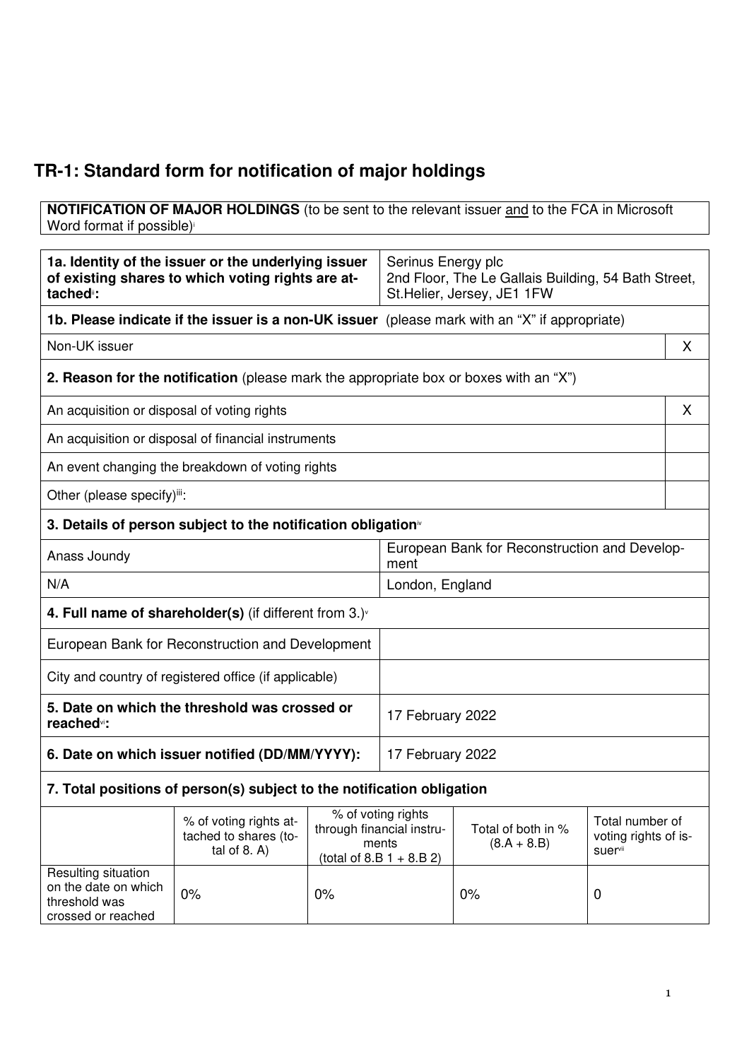# TR-1: Standard form for notification of major holdings

| **NOTIFICATION OF MAJOR HOLDINGS** (to be sent to the relevant issuer and to the FCA in Microsoft Word format if possible)[i] |
|---|

| | |
|---|---|
| **1a. Identity of the issuer or the underlying issuer of existing shares to which voting rights are attached**[ii]**:** | Serinus Energy plc<br>2nd Floor, The Le Gallais Building, 54 Bath Street, St.Helier, Jersey, JE1 1FW |

| | |
|---|---|
| **1b. Please indicate if the issuer is a non-UK issuer** (please mark with an "X" if appropriate) | |
| Non-UK issuer | X |
| **2. Reason for the notification** (please mark the appropriate box or boxes with an "X") | |
| An acquisition or disposal of voting rights | X |
| An acquisition or disposal of financial instruments | |
| An event changing the breakdown of voting rights | |
| Other (please specify)[iii]: | |

| | |
|---|---|
| **3. Details of person subject to the notification obligation**[iv] | |
| Anass Joundy | European Bank for Reconstruction and Development |
| N/A | London, England |
| **4. Full name of shareholder(s)** (if different from 3.)[v] | |
| European Bank for Reconstruction and Development | |
| City and country of registered office (if applicable) | |
| **5. Date on which the threshold was crossed or reached**[vi]**:** | 17 February 2022 |
| **6. Date on which issuer notified (DD/MM/YYYY):** | 17 February 2022 |

**7. Total positions of person(s) subject to the notification obligation**

| | % of voting rights attached to shares (total of 8. A) | % of voting rights through financial instruments (total of 8.B 1 + 8.B 2) | Total of both in % (8.A + 8.B) | Total number of voting rights of issuer[vii] |
|---|---|---|---|---|
| Resulting situation on the date on which threshold was crossed or reached | 0% | 0% | 0% | 0 |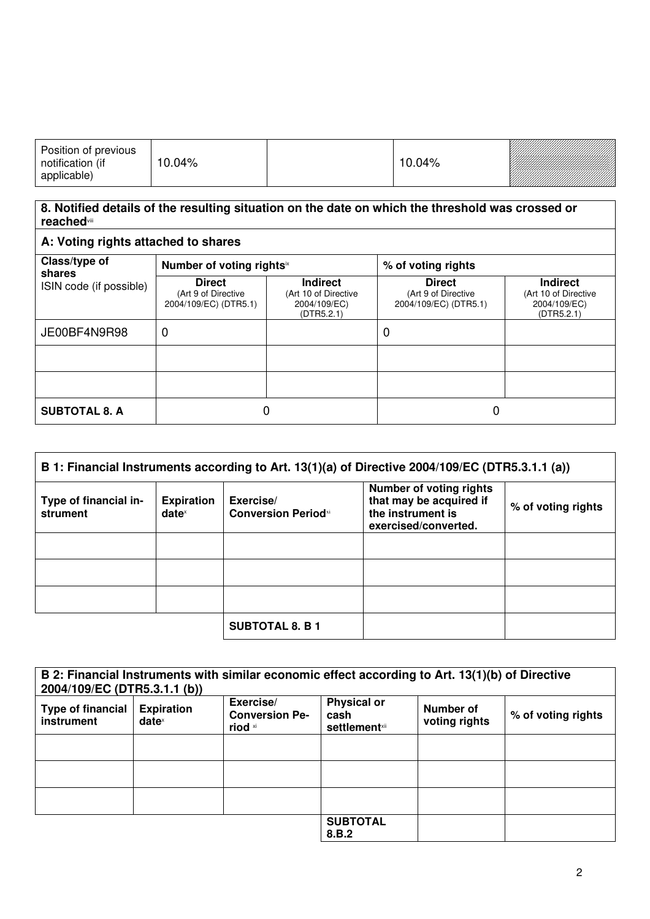| Position of previous notification (if applicable) | 10.04% | | 10.04% | |
|---|---|---|---|---|

| 8. Notified details of the resulting situation on the date on which the threshold was crossed or reached[viii] | | | | |
|---|---|---|---|---|
| **A: Voting rights attached to shares** | | | | |
| **Class/type of shares** ISIN code (if possible) | **Number of voting rights**[ix] | | **% of voting rights** | |
| | **Direct** (Art 9 of Directive 2004/109/EC) (DTR5.1) | **Indirect** (Art 10 of Directive 2004/109/EC) (DTR5.2.1) | **Direct** (Art 9 of Directive 2004/109/EC) (DTR5.1) | **Indirect** (Art 10 of Directive 2004/109/EC) (DTR5.2.1) |
| JE00BF4N9R98 | 0 | | 0 | |
| | | | | |
| | | | | |
| **SUBTOTAL 8. A** | 0 | | 0 | |

| B 1: Financial Instruments according to Art. 13(1)(a) of Directive 2004/109/EC (DTR5.3.1.1 (a)) | | | | |
|---|---|---|---|---|
| **Type of financial instrument** | **Expiration date**[x] | **Exercise/ Conversion Period**[xi] | **Number of voting rights that may be acquired if the instrument is exercised/converted.** | **% of voting rights** |
| | | | | |
| | | | | |
| | | | | |
| | | **SUBTOTAL 8. B 1** | | |

| B 2: Financial Instruments with similar economic effect according to Art. 13(1)(b) of Directive 2004/109/EC (DTR5.3.1.1 (b)) | | | | | |
|---|---|---|---|---|---|
| **Type of financial instrument** | **Expiration date**[x] | **Exercise/ Conversion Period** [xi] | **Physical or cash settlement**[xii] | **Number of voting rights** | **% of voting rights** |
| | | | | | |
| | | | | | |
| | | | | | |
| | | | **SUBTOTAL 8.B.2** | | |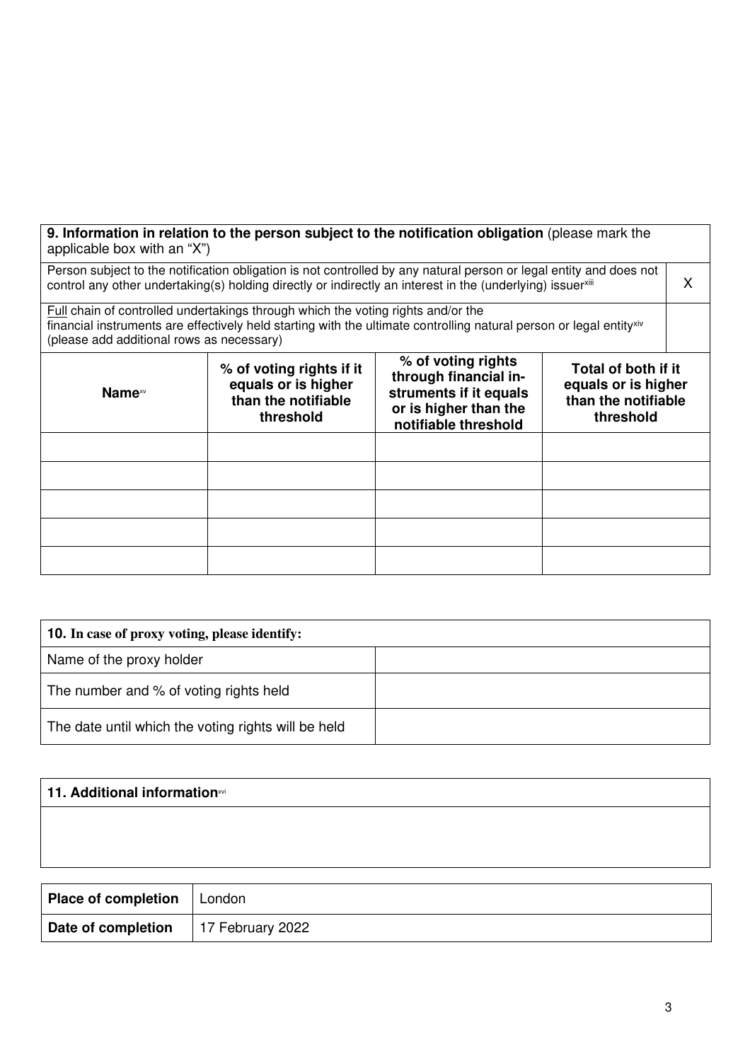| **9. Information in relation to the person subject to the notification obligation** (please mark the applicable box with an "X") | | | |
|---|---|---|---|
| Person subject to the notification obligation is not controlled by any natural person or legal entity and does not control any other undertaking(s) holding directly or indirectly an interest in the (underlying) issuer[xiii] | | | X |
| Full chain of controlled undertakings through which the voting rights and/or the financial instruments are effectively held starting with the ultimate controlling natural person or legal entity[xiv] (please add additional rows as necessary) | | | |

| **Name**[xv] | **% of voting rights if it equals or is higher than the notifiable threshold** | **% of voting rights through financial instruments if it equals or is higher than the notifiable threshold** | **Total of both if it equals or is higher than the notifiable threshold** |
|---|---|---|---|
| | | | |
| | | | |
| | | | |
| | | | |
| | | | |

| **10. In case of proxy voting, please identify:** | |
|---|---|
| Name of the proxy holder | |
| The number and % of voting rights held | |
| The date until which the voting rights will be held | |

| **11. Additional information**[xvi] |
|---|
| |

| | |
|---|---|
| **Place of completion** | London |
| **Date of completion** | 17 February 2022 |